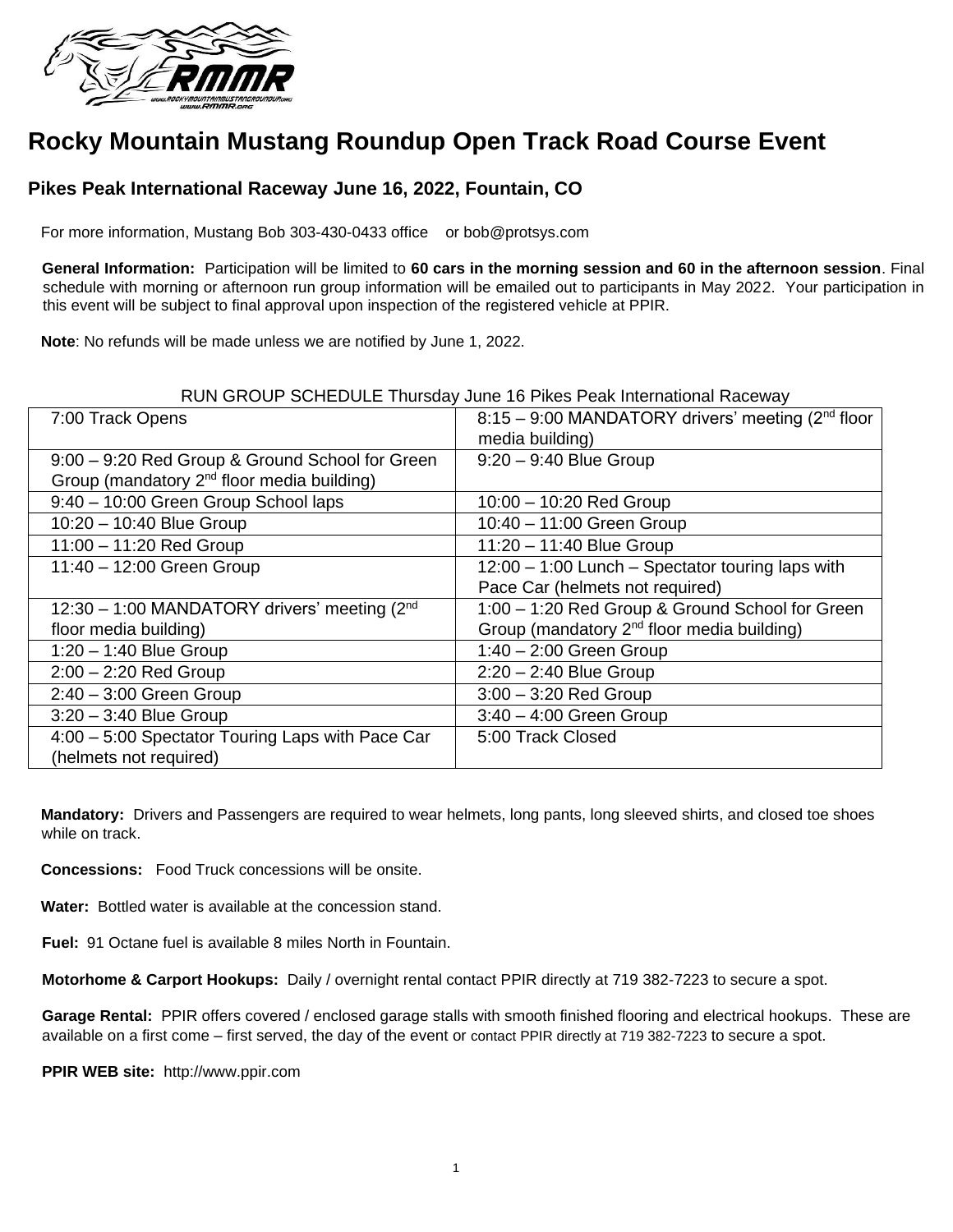# Rocky Mountain Mustang Roundup Open Track Road Course Event

## Pikes Peak International Raceway June 16, 2022, Fountain, CO

For more information, Mustang Bob 303-430-0433 office or bob@protsys.com

**General Information:** Participation will be limited to **60 cars in the morning session and 60 in the afternoon session**. Final schedule with morning or afternoon run group information will be emailed out to participants in May 2022. Your participation in this event will be subject to final approval upon inspection of the registered vehicle at PPIR.

**Note**: No refunds will be made unless we are notified by June 1, 2022.

RUN GROUP SCHEDULE Thursday June 16 Pikes Peak International Raceway

| | |
|---|---|
| 7:00 Track Opens | 8:15 – 9:00 MANDATORY drivers' meeting (2nd floor media building) |
| 9:00 – 9:20 Red Group & Ground School for Green Group (mandatory 2nd floor media building) | 9:20 – 9:40 Blue Group |
| 9:40 – 10:00 Green Group School laps | 10:00 – 10:20 Red Group |
| 10:20 – 10:40 Blue Group | 10:40 – 11:00 Green Group |
| 11:00 – 11:20 Red Group | 11:20 – 11:40 Blue Group |
| 11:40 – 12:00 Green Group | 12:00 – 1:00 Lunch – Spectator touring laps with Pace Car (helmets not required) |
| 12:30 – 1:00 MANDATORY drivers' meeting (2nd floor media building) | 1:00 – 1:20 Red Group & Ground School for Green Group (mandatory 2nd floor media building) |
| 1:20 – 1:40 Blue Group | 1:40 – 2:00 Green Group |
| 2:00 – 2:20 Red Group | 2:20 – 2:40 Blue Group |
| 2:40 – 3:00 Green Group | 3:00 – 3:20 Red Group |
| 3:20 – 3:40 Blue Group | 3:40 – 4:00 Green Group |
| 4:00 – 5:00 Spectator Touring Laps with Pace Car (helmets not required) | 5:00 Track Closed |

**Mandatory:** Drivers and Passengers are required to wear helmets, long pants, long sleeved shirts, and closed toe shoes while on track.

**Concessions:** Food Truck concessions will be onsite.

**Water:** Bottled water is available at the concession stand.

**Fuel:** 91 Octane fuel is available 8 miles North in Fountain.

**Motorhome & Carport Hookups:** Daily / overnight rental contact PPIR directly at 719 382-7223 to secure a spot.

**Garage Rental:** PPIR offers covered / enclosed garage stalls with smooth finished flooring and electrical hookups. These are available on a first come – first served, the day of the event or contact PPIR directly at 719 382-7223 to secure a spot.

**PPIR WEB site:** http://www.ppir.com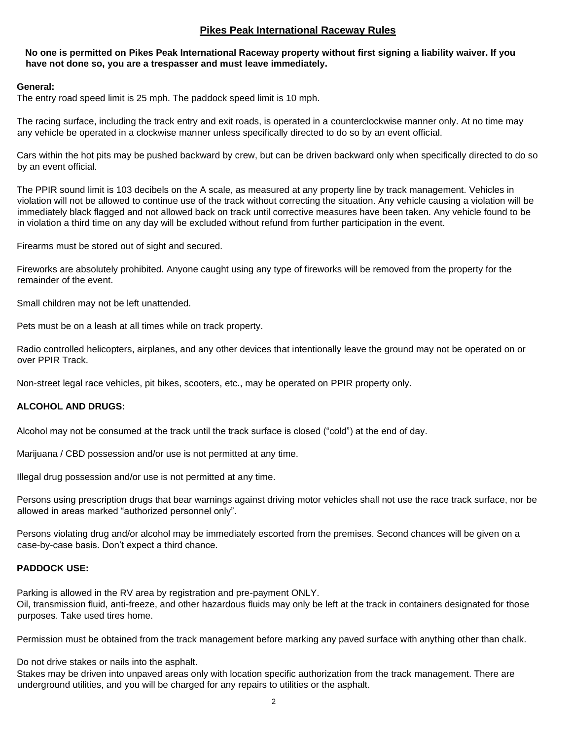# Pikes Peak International Raceway Rules

**No one is permitted on Pikes Peak International Raceway property without first signing a liability waiver. If you have not done so, you are a trespasser and must leave immediately.**

**General:**

The entry road speed limit is 25 mph. The paddock speed limit is 10 mph.

The racing surface, including the track entry and exit roads, is operated in a counterclockwise manner only. At no time may any vehicle be operated in a clockwise manner unless specifically directed to do so by an event official.

Cars within the hot pits may be pushed backward by crew, but can be driven backward only when specifically directed to do so by an event official.

The PPIR sound limit is 103 decibels on the A scale, as measured at any property line by track management. Vehicles in violation will not be allowed to continue use of the track without correcting the situation. Any vehicle causing a violation will be immediately black flagged and not allowed back on track until corrective measures have been taken. Any vehicle found to be in violation a third time on any day will be excluded without refund from further participation in the event.

Firearms must be stored out of sight and secured.

Fireworks are absolutely prohibited. Anyone caught using any type of fireworks will be removed from the property for the remainder of the event.

Small children may not be left unattended.

Pets must be on a leash at all times while on track property.

Radio controlled helicopters, airplanes, and any other devices that intentionally leave the ground may not be operated on or over PPIR Track.

Non-street legal race vehicles, pit bikes, scooters, etc., may be operated on PPIR property only.

**ALCOHOL AND DRUGS:**

Alcohol may not be consumed at the track until the track surface is closed ("cold") at the end of day.

Marijuana / CBD possession and/or use is not permitted at any time.

Illegal drug possession and/or use is not permitted at any time.

Persons using prescription drugs that bear warnings against driving motor vehicles shall not use the race track surface, nor be allowed in areas marked "authorized personnel only".

Persons violating drug and/or alcohol may be immediately escorted from the premises. Second chances will be given on a case-by-case basis. Don't expect a third chance.

**PADDOCK USE:**

Parking is allowed in the RV area by registration and pre-payment ONLY.

Oil, transmission fluid, anti-freeze, and other hazardous fluids may only be left at the track in containers designated for those purposes. Take used tires home.

Permission must be obtained from the track management before marking any paved surface with anything other than chalk.

Do not drive stakes or nails into the asphalt.

Stakes may be driven into unpaved areas only with location specific authorization from the track management. There are underground utilities, and you will be charged for any repairs to utilities or the asphalt.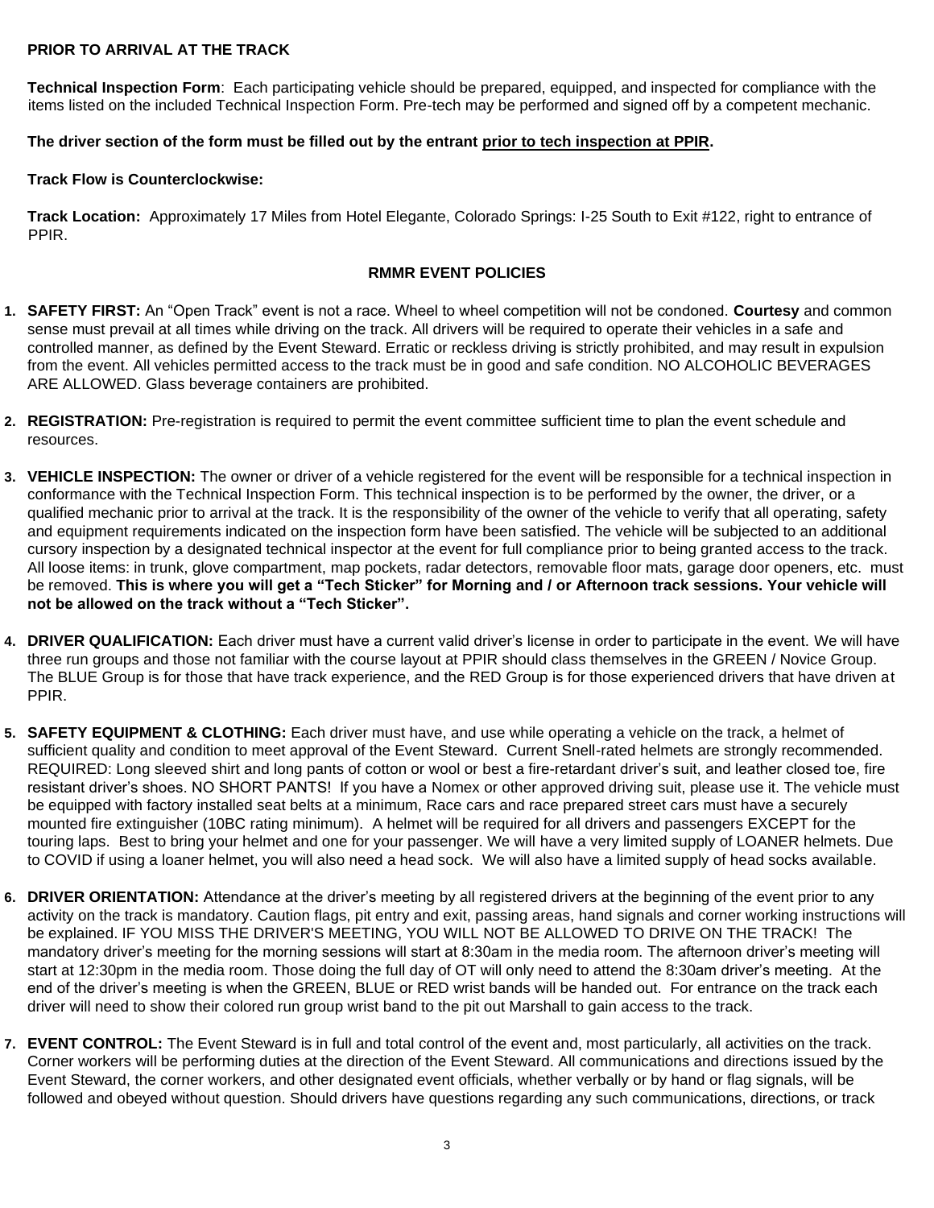**PRIOR TO ARRIVAL AT THE TRACK**

**Technical Inspection Form**: Each participating vehicle should be prepared, equipped, and inspected for compliance with the items listed on the included Technical Inspection Form. Pre-tech may be performed and signed off by a competent mechanic.

**The driver section of the form must be filled out by the entrant <u>prior to tech inspection at PPIR</u>.**

**Track Flow is Counterclockwise:**

**Track Location:** Approximately 17 Miles from Hotel Elegante, Colorado Springs: I-25 South to Exit #122, right to entrance of PPIR.

**RMMR EVENT POLICIES**

1. **SAFETY FIRST:** An "Open Track" event is not a race. Wheel to wheel competition will not be condoned. **Courtesy** and common sense must prevail at all times while driving on the track. All drivers will be required to operate their vehicles in a safe and controlled manner, as defined by the Event Steward. Erratic or reckless driving is strictly prohibited, and may result in expulsion from the event. All vehicles permitted access to the track must be in good and safe condition. NO ALCOHOLIC BEVERAGES ARE ALLOWED. Glass beverage containers are prohibited.

2. **REGISTRATION:** Pre-registration is required to permit the event committee sufficient time to plan the event schedule and resources.

3. **VEHICLE INSPECTION:** The owner or driver of a vehicle registered for the event will be responsible for a technical inspection in conformance with the Technical Inspection Form. This technical inspection is to be performed by the owner, the driver, or a qualified mechanic prior to arrival at the track. It is the responsibility of the owner of the vehicle to verify that all operating, safety and equipment requirements indicated on the inspection form have been satisfied. The vehicle will be subjected to an additional cursory inspection by a designated technical inspector at the event for full compliance prior to being granted access to the track. All loose items: in trunk, glove compartment, map pockets, radar detectors, removable floor mats, garage door openers, etc. must be removed. **This is where you will get a "Tech Sticker" for Morning and / or Afternoon track sessions. Your vehicle will not be allowed on the track without a "Tech Sticker".**

4. **DRIVER QUALIFICATION:** Each driver must have a current valid driver's license in order to participate in the event. We will have three run groups and those not familiar with the course layout at PPIR should class themselves in the GREEN / Novice Group. The BLUE Group is for those that have track experience, and the RED Group is for those experienced drivers that have driven at PPIR.

5. **SAFETY EQUIPMENT & CLOTHING:** Each driver must have, and use while operating a vehicle on the track, a helmet of sufficient quality and condition to meet approval of the Event Steward. Current Snell-rated helmets are strongly recommended. REQUIRED: Long sleeved shirt and long pants of cotton or wool or best a fire-retardant driver's suit, and leather closed toe, fire resistant driver's shoes. NO SHORT PANTS! If you have a Nomex or other approved driving suit, please use it. The vehicle must be equipped with factory installed seat belts at a minimum, Race cars and race prepared street cars must have a securely mounted fire extinguisher (10BC rating minimum). A helmet will be required for all drivers and passengers EXCEPT for the touring laps. Best to bring your helmet and one for your passenger. We will have a very limited supply of LOANER helmets. Due to COVID if using a loaner helmet, you will also need a head sock. We will also have a limited supply of head socks available.

6. **DRIVER ORIENTATION:** Attendance at the driver's meeting by all registered drivers at the beginning of the event prior to any activity on the track is mandatory. Caution flags, pit entry and exit, passing areas, hand signals and corner working instructions will be explained. IF YOU MISS THE DRIVER'S MEETING, YOU WILL NOT BE ALLOWED TO DRIVE ON THE TRACK! The mandatory driver's meeting for the morning sessions will start at 8:30am in the media room. The afternoon driver's meeting will start at 12:30pm in the media room. Those doing the full day of OT will only need to attend the 8:30am driver's meeting. At the end of the driver's meeting is when the GREEN, BLUE or RED wrist bands will be handed out. For entrance on the track each driver will need to show their colored run group wrist band to the pit out Marshall to gain access to the track.

7. **EVENT CONTROL:** The Event Steward is in full and total control of the event and, most particularly, all activities on the track. Corner workers will be performing duties at the direction of the Event Steward. All communications and directions issued by the Event Steward, the corner workers, and other designated event officials, whether verbally or by hand or flag signals, will be followed and obeyed without question. Should drivers have questions regarding any such communications, directions, or track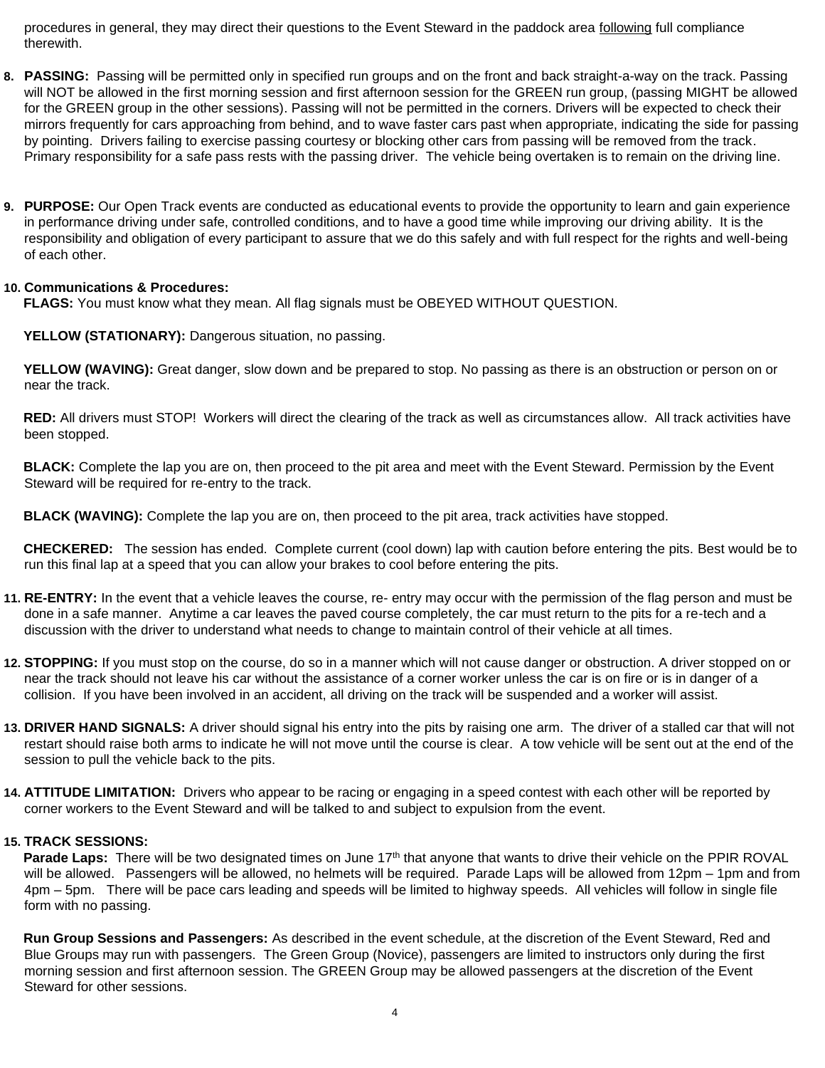procedures in general, they may direct their questions to the Event Steward in the paddock area following full compliance therewith.

8. **PASSING:** Passing will be permitted only in specified run groups and on the front and back straight-a-way on the track. Passing will NOT be allowed in the first morning session and first afternoon session for the GREEN run group, (passing MIGHT be allowed for the GREEN group in the other sessions). Passing will not be permitted in the corners. Drivers will be expected to check their mirrors frequently for cars approaching from behind, and to wave faster cars past when appropriate, indicating the side for passing by pointing. Drivers failing to exercise passing courtesy or blocking other cars from passing will be removed from the track. Primary responsibility for a safe pass rests with the passing driver. The vehicle being overtaken is to remain on the driving line.

9. **PURPOSE:** Our Open Track events are conducted as educational events to provide the opportunity to learn and gain experience in performance driving under safe, controlled conditions, and to have a good time while improving our driving ability. It is the responsibility and obligation of every participant to assure that we do this safely and with full respect for the rights and well-being of each other.

10. **Communications & Procedures:**

    **FLAGS:** You must know what they mean. All flag signals must be OBEYED WITHOUT QUESTION.

    **YELLOW (STATIONARY):** Dangerous situation, no passing.

    **YELLOW (WAVING):** Great danger, slow down and be prepared to stop. No passing as there is an obstruction or person on or near the track.

    **RED:** All drivers must STOP! Workers will direct the clearing of the track as well as circumstances allow. All track activities have been stopped.

    **BLACK:** Complete the lap you are on, then proceed to the pit area and meet with the Event Steward. Permission by the Event Steward will be required for re-entry to the track.

    **BLACK (WAVING):** Complete the lap you are on, then proceed to the pit area, track activities have stopped.

    **CHECKERED:** The session has ended. Complete current (cool down) lap with caution before entering the pits. Best would be to run this final lap at a speed that you can allow your brakes to cool before entering the pits.

11. **RE-ENTRY:** In the event that a vehicle leaves the course, re- entry may occur with the permission of the flag person and must be done in a safe manner. Anytime a car leaves the paved course completely, the car must return to the pits for a re-tech and a discussion with the driver to understand what needs to change to maintain control of their vehicle at all times.

12. **STOPPING:** If you must stop on the course, do so in a manner which will not cause danger or obstruction. A driver stopped on or near the track should not leave his car without the assistance of a corner worker unless the car is on fire or is in danger of a collision. If you have been involved in an accident, all driving on the track will be suspended and a worker will assist.

13. **DRIVER HAND SIGNALS:** A driver should signal his entry into the pits by raising one arm. The driver of a stalled car that will not restart should raise both arms to indicate he will not move until the course is clear. A tow vehicle will be sent out at the end of the session to pull the vehicle back to the pits.

14. **ATTITUDE LIMITATION:** Drivers who appear to be racing or engaging in a speed contest with each other will be reported by corner workers to the Event Steward and will be talked to and subject to expulsion from the event.

15. **TRACK SESSIONS:**

    **Parade Laps:** There will be two designated times on June 17th that anyone that wants to drive their vehicle on the PPIR ROVAL will be allowed. Passengers will be allowed, no helmets will be required. Parade Laps will be allowed from 12pm – 1pm and from 4pm – 5pm. There will be pace cars leading and speeds will be limited to highway speeds. All vehicles will follow in single file form with no passing.

    **Run Group Sessions and Passengers:** As described in the event schedule, at the discretion of the Event Steward, Red and Blue Groups may run with passengers. The Green Group (Novice), passengers are limited to instructors only during the first morning session and first afternoon session. The GREEN Group may be allowed passengers at the discretion of the Event Steward for other sessions.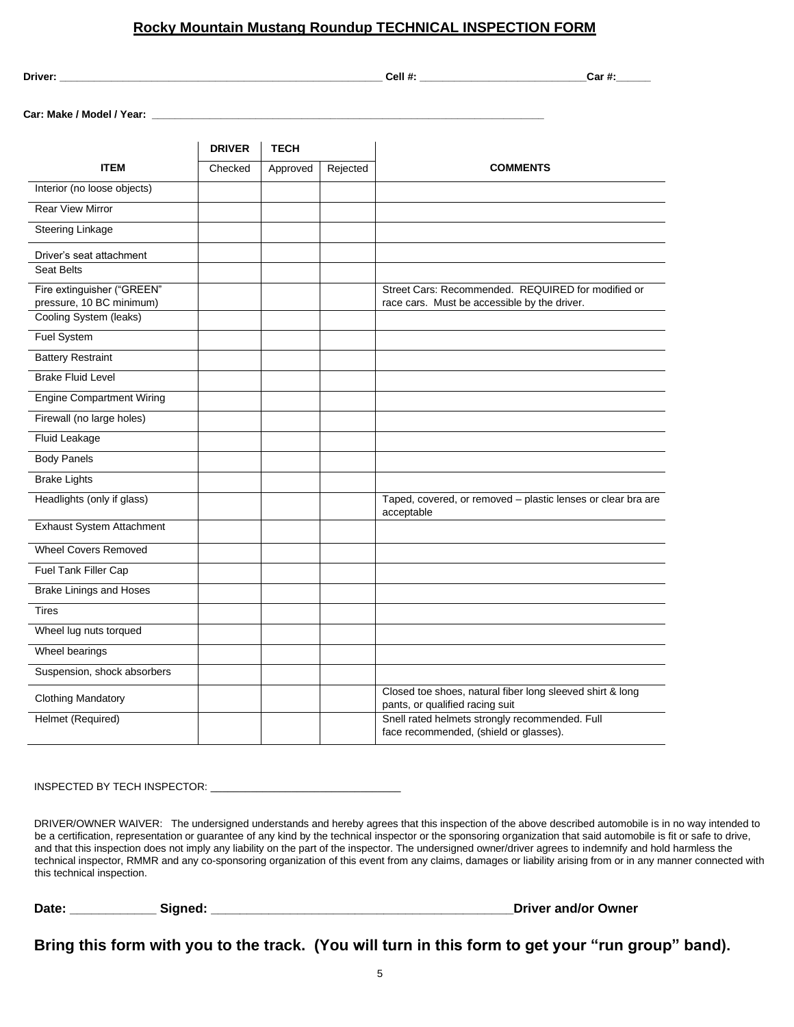# Rocky Mountain Mustang Roundup TECHNICAL INSPECTION FORM

**Driver: \_\_\_\_\_\_\_\_\_\_\_\_\_\_\_\_\_\_\_\_\_\_\_\_\_\_\_\_\_\_\_\_\_\_\_\_\_\_\_\_\_\_\_\_\_\_\_\_\_\_\_\_\_\_\_\_ Cell #: \_\_\_\_\_\_\_\_\_\_\_\_\_\_\_\_\_\_\_\_\_\_\_\_\_\_\_\_\_\_Car #:\_\_\_\_\_\_**

**Car: Make / Model / Year: \_\_\_\_\_\_\_\_\_\_\_\_\_\_\_\_\_\_\_\_\_\_\_\_\_\_\_\_\_\_\_\_\_\_\_\_\_\_\_\_\_\_\_\_\_\_\_\_\_\_\_\_\_\_\_\_\_\_\_\_\_\_\_\_\_\_\_\_\_\_**

| | **DRIVER** | **TECH** | | |
|---|---|---|---|---|
| **ITEM** | Checked | Approved | Rejected | **COMMENTS** |
| Interior (no loose objects) | | | | |
| Rear View Mirror | | | | |
| Steering Linkage | | | | |
| Driver's seat attachment | | | | |
| Seat Belts | | | | |
| Fire extinguisher ("GREEN" pressure, 10 BC minimum) | | | | Street Cars: Recommended. REQUIRED for modified or race cars. Must be accessible by the driver. |
| Cooling System (leaks) | | | | |
| Fuel System | | | | |
| Battery Restraint | | | | |
| Brake Fluid Level | | | | |
| Engine Compartment Wiring | | | | |
| Firewall (no large holes) | | | | |
| Fluid Leakage | | | | |
| Body Panels | | | | |
| Brake Lights | | | | |
| Headlights (only if glass) | | | | Taped, covered, or removed – plastic lenses or clear bra are acceptable |
| Exhaust System Attachment | | | | |
| Wheel Covers Removed | | | | |
| Fuel Tank Filler Cap | | | | |
| Brake Linings and Hoses | | | | |
| Tires | | | | |
| Wheel lug nuts torqued | | | | |
| Wheel bearings | | | | |
| Suspension, shock absorbers | | | | |
| Clothing Mandatory | | | | Closed toe shoes, natural fiber long sleeved shirt & long pants, or qualified racing suit |
| Helmet (Required) | | | | Snell rated helmets strongly recommended. Full face recommended, (shield or glasses). |

INSPECTED BY TECH INSPECTOR: \_\_\_\_\_\_\_\_\_\_\_\_\_\_\_\_\_\_\_\_\_\_\_\_\_\_\_\_\_\_\_\_

DRIVER/OWNER WAIVER: The undersigned understands and hereby agrees that this inspection of the above described automobile is in no way intended to be a certification, representation or guarantee of any kind by the technical inspector or the sponsoring organization that said automobile is fit or safe to drive, and that this inspection does not imply any liability on the part of the inspector. The undersigned owner/driver agrees to indemnify and hold harmless the technical inspector, RMMR and any co-sponsoring organization of this event from any claims, damages or liability arising from or in any manner connected with this technical inspection.

**Date: \_\_\_\_\_\_\_\_\_\_\_\_ Signed: \_\_\_\_\_\_\_\_\_\_\_\_\_\_\_\_\_\_\_\_\_\_\_\_\_\_\_\_\_\_\_\_\_\_\_\_\_\_\_\_\_\_\_\_\_Driver and/or Owner**

**Bring this form with you to the track. (You will turn in this form to get your "run group" band).**